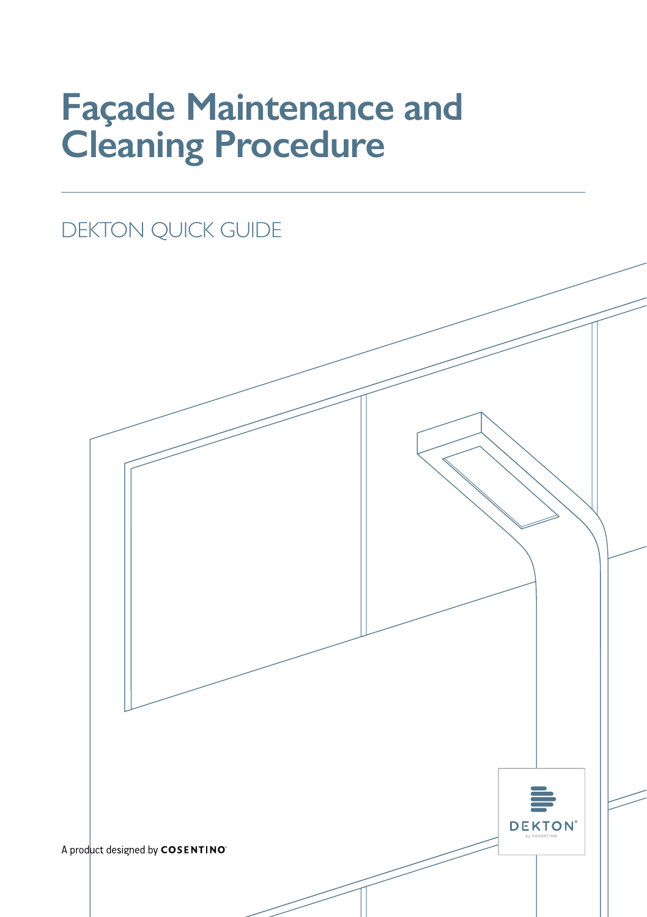# Façade Maintenance and Cleaning Procedure

DEKTON QUICK GUIDE

A product designed by COSENTINO

DEKTON by COSENTINO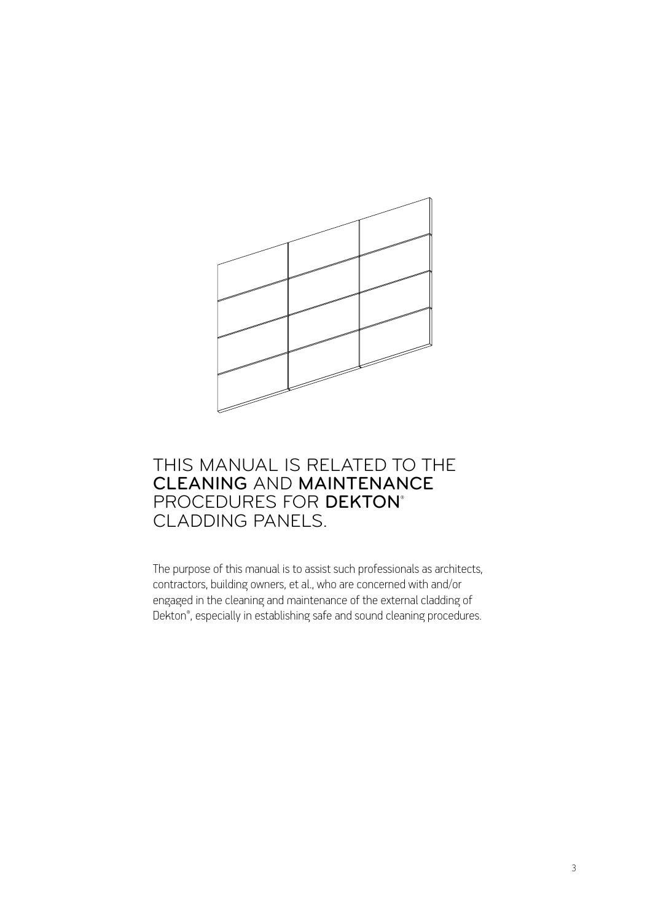# THIS MANUAL IS RELATED TO THE **CLEANING** AND **MAINTENANCE** PROCEDURES FOR **DEKTON**® CLADDING PANELS.

The purpose of this manual is to assist such professionals as architects, contractors, building owners, et al., who are concerned with and/or engaged in the cleaning and maintenance of the external cladding of Dekton®, especially in establishing safe and sound cleaning procedures.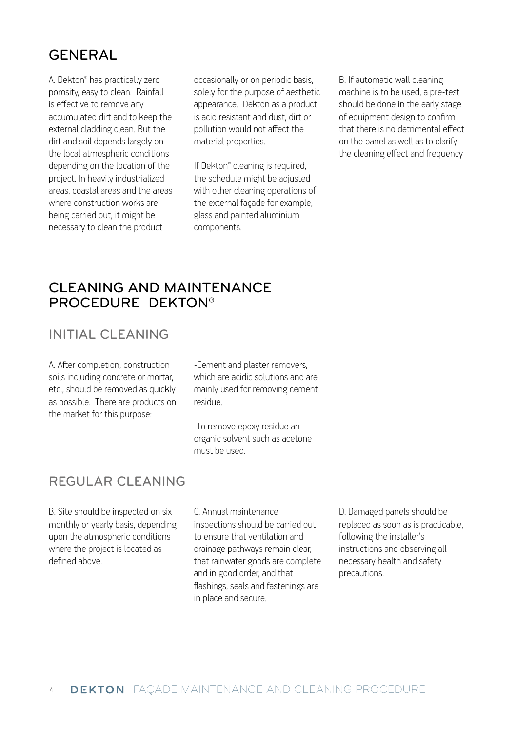## GENERAL

A. Dekton® has practically zero porosity, easy to clean. Rainfall is effective to remove any accumulated dirt and to keep the external cladding clean. But the dirt and soil depends largely on the local atmospheric conditions depending on the location of the project. In heavily industrialized areas, coastal areas and the areas where construction works are being carried out, it might be necessary to clean the product occasionally or on periodic basis, solely for the purpose of aesthetic appearance. Dekton as a product is acid resistant and dust, dirt or pollution would not affect the material properties.

If Dekton® cleaning is required, the schedule might be adjusted with other cleaning operations of the external façade for example, glass and painted aluminium components.

B. If automatic wall cleaning machine is to be used, a pre-test should be done in the early stage of equipment design to confirm that there is no detrimental effect on the panel as well as to clarify the cleaning effect and frequency

## CLEANING AND MAINTENANCE PROCEDURE DEKTON®

### INITIAL CLEANING

A. After completion, construction soils including concrete or mortar, etc., should be removed as quickly as possible. There are products on the market for this purpose:

-Cement and plaster removers, which are acidic solutions and are mainly used for removing cement residue.

-To remove epoxy residue an organic solvent such as acetone must be used.

### REGULAR CLEANING

B. Site should be inspected on six monthly or yearly basis, depending upon the atmospheric conditions where the project is located as defined above.

C. Annual maintenance inspections should be carried out to ensure that ventilation and drainage pathways remain clear, that rainwater goods are complete and in good order, and that flashings, seals and fastenings are in place and secure.

D. Damaged panels should be replaced as soon as is practicable, following the installer's instructions and observing all necessary health and safety precautions.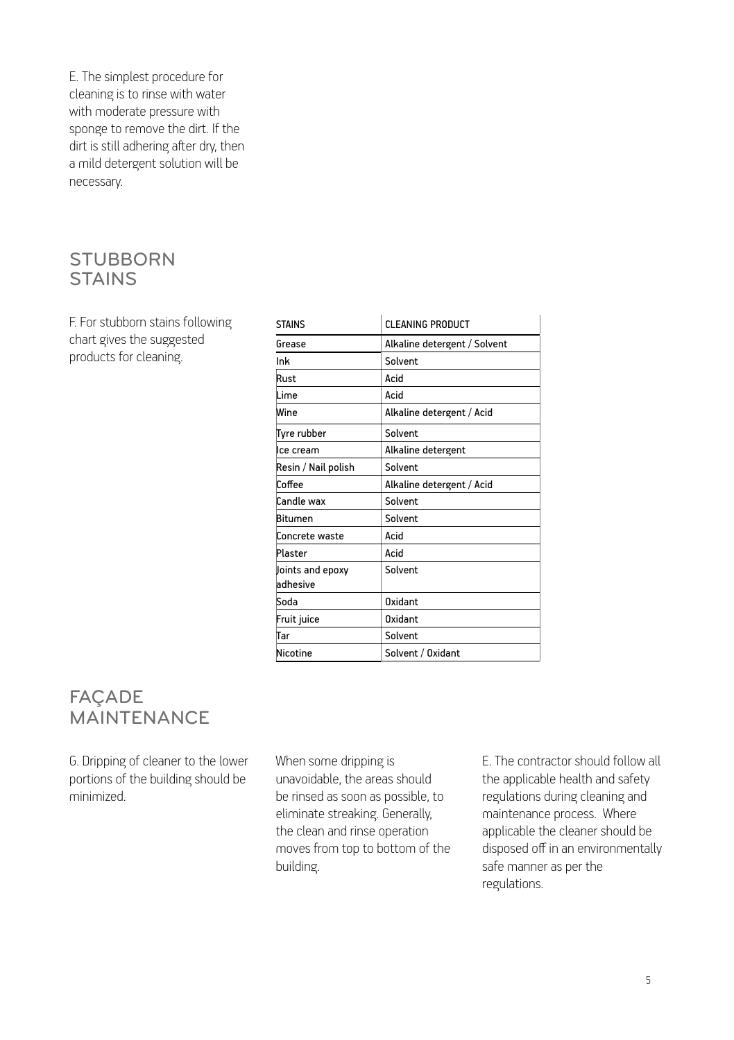E. The simplest procedure for cleaning is to rinse with water with moderate pressure with sponge to remove the dirt. If the dirt is still adhering after dry, then a mild detergent solution will be necessary.

## STUBBORN STAINS

F. For stubborn stains following chart gives the suggested products for cleaning.

| STAINS | CLEANING PRODUCT |
|---|---|
| Grease | Alkaline detergent / Solvent |
| Ink | Solvent |
| Rust | Acid |
| Lime | Acid |
| Wine | Alkaline detergent / Acid |
| Tyre rubber | Solvent |
| Ice cream | Alkaline detergent |
| Resin / Nail polish | Solvent |
| Coffee | Alkaline detergent / Acid |
| Candle wax | Solvent |
| Bitumen | Solvent |
| Concrete waste | Acid |
| Plaster | Acid |
| Joints and epoxy adhesive | Solvent |
| Soda | Oxidant |
| Fruit juice | Oxidant |
| Tar | Solvent |
| Nicotine | Solvent / Oxidant |

## FAÇADE MAINTENANCE

G. Dripping of cleaner to the lower portions of the building should be minimized.

When some dripping is unavoidable, the areas should be rinsed as soon as possible, to eliminate streaking. Generally, the clean and rinse operation moves from top to bottom of the building.

E. The contractor should follow all the applicable health and safety regulations during cleaning and maintenance process. Where applicable the cleaner should be disposed off in an environmentally safe manner as per the regulations.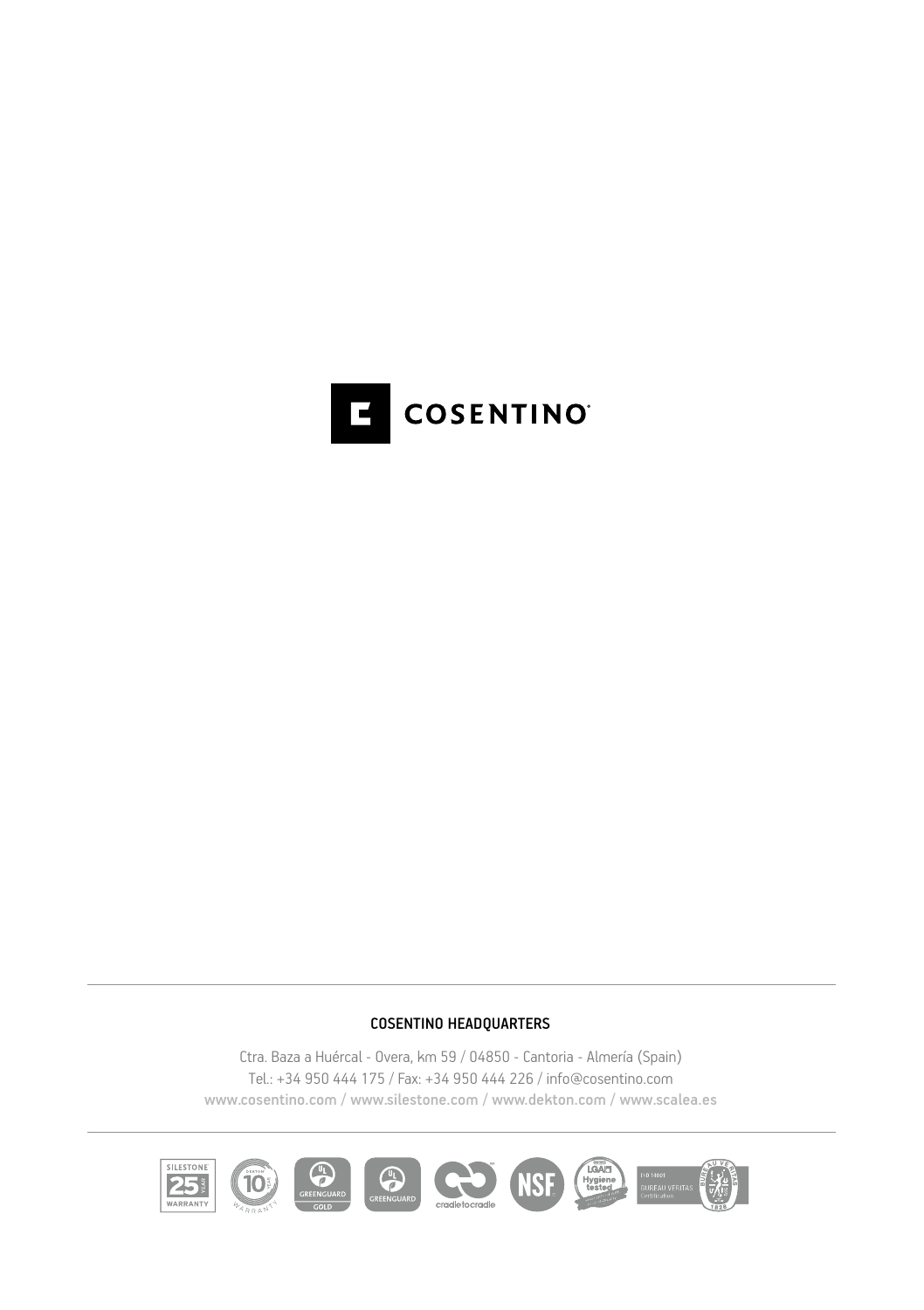COSENTINO

**COSENTINO HEADQUARTERS**

Ctra. Baza a Huércal - Overa, km 59 / 04850 - Cantoria - Almería (Spain)
Tel.: +34 950 444 175 / Fax: +34 950 444 226 / info@cosentino.com
www.cosentino.com / www.silestone.com / www.dekton.com / www.scalea.es